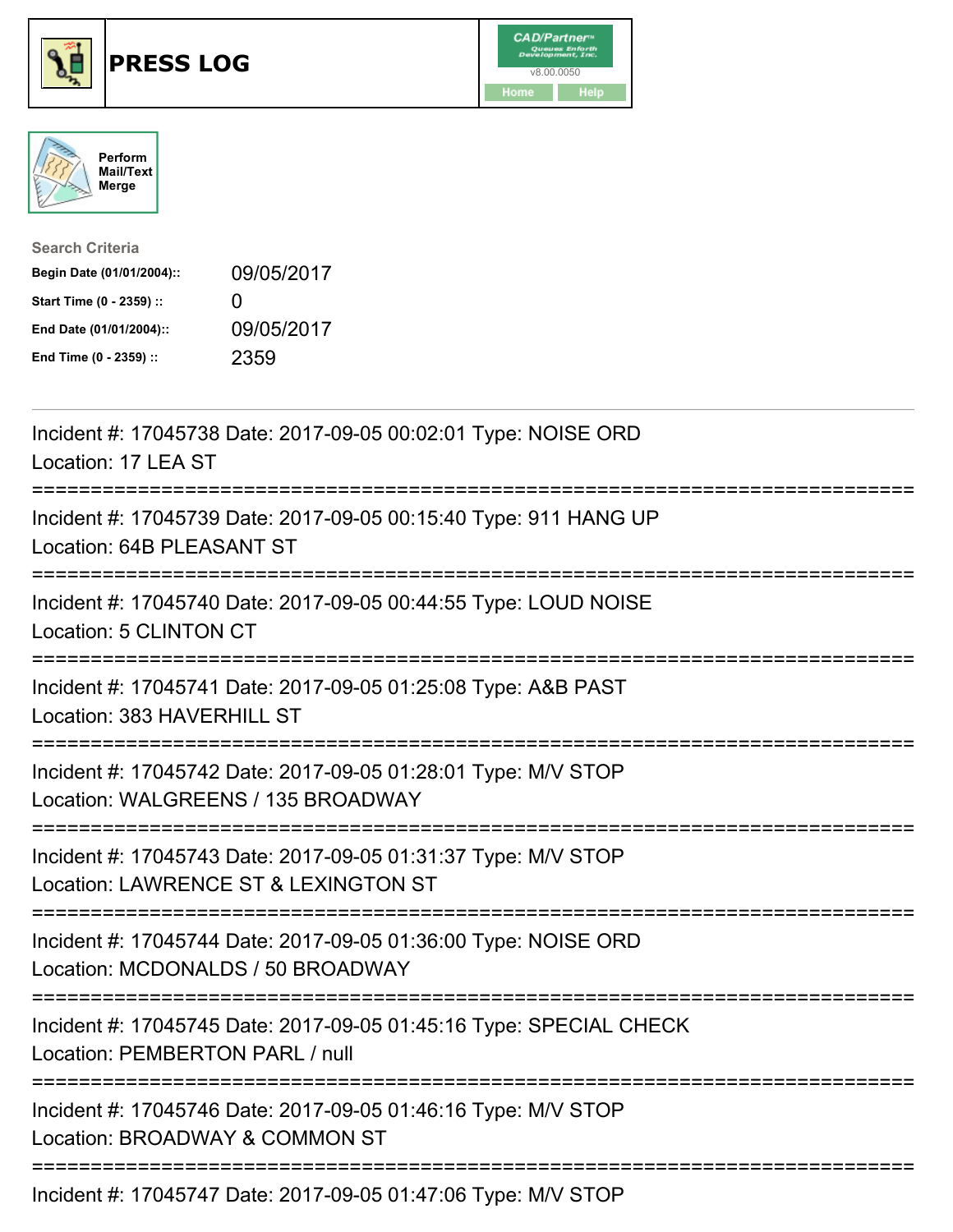# PRESS LOG

CAD/Partner™ v8.00.0050

Home Help

Perform Mail/Text Merge

**Search Criteria**

| | |
|---|---|
| **Begin Date (01/01/2004)::** | 09/05/2017 |
| **Start Time (0 - 2359) ::** | 0 |
| **End Date (01/01/2004)::** | 09/05/2017 |
| **End Time (0 - 2359) ::** | 2359 |

---

Incident #: 17045738 Date: 2017-09-05 00:02:01 Type: NOISE ORD
Location: 17 LEA ST

===========================================================================

Incident #: 17045739 Date: 2017-09-05 00:15:40 Type: 911 HANG UP
Location: 64B PLEASANT ST

===========================================================================

Incident #: 17045740 Date: 2017-09-05 00:44:55 Type: LOUD NOISE
Location: 5 CLINTON CT

===========================================================================

Incident #: 17045741 Date: 2017-09-05 01:25:08 Type: A&B PAST
Location: 383 HAVERHILL ST

===========================================================================

Incident #: 17045742 Date: 2017-09-05 01:28:01 Type: M/V STOP
Location: WALGREENS / 135 BROADWAY

===========================================================================

Incident #: 17045743 Date: 2017-09-05 01:31:37 Type: M/V STOP
Location: LAWRENCE ST & LEXINGTON ST

===========================================================================

Incident #: 17045744 Date: 2017-09-05 01:36:00 Type: NOISE ORD
Location: MCDONALDS / 50 BROADWAY

===========================================================================

Incident #: 17045745 Date: 2017-09-05 01:45:16 Type: SPECIAL CHECK
Location: PEMBERTON PARL / null

===========================================================================

Incident #: 17045746 Date: 2017-09-05 01:46:16 Type: M/V STOP
Location: BROADWAY & COMMON ST

===========================================================================

Incident #: 17045747 Date: 2017-09-05 01:47:06 Type: M/V STOP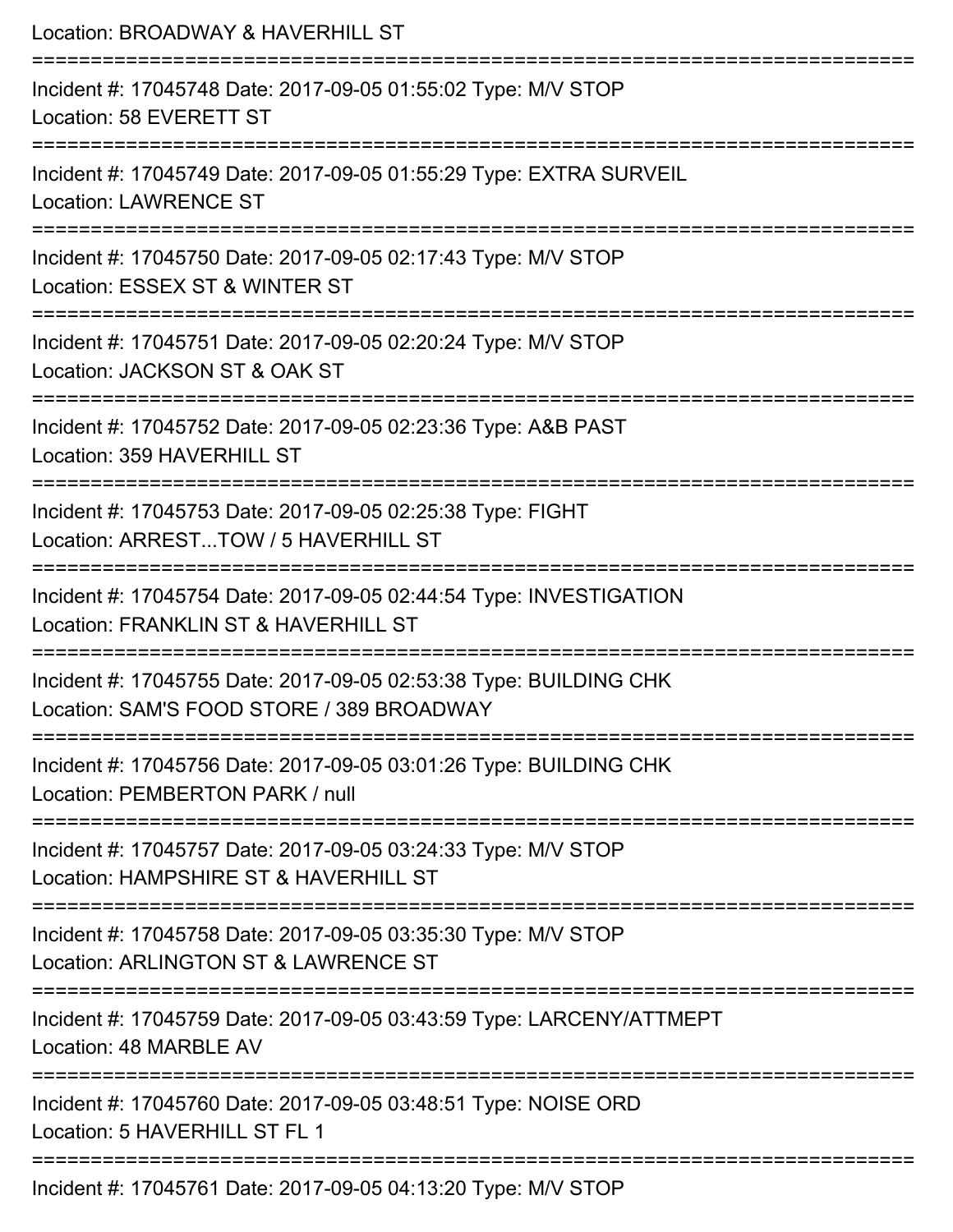Location: BROADWAY & HAVERHILL ST

===========================================================================

Incident #: 17045748 Date: 2017-09-05 01:55:02 Type: M/V STOP

Location: 58 EVERETT ST

===========================================================================

Incident #: 17045749 Date: 2017-09-05 01:55:29 Type: EXTRA SURVEIL

Location: LAWRENCE ST

===========================================================================

Incident #: 17045750 Date: 2017-09-05 02:17:43 Type: M/V STOP

Location: ESSEX ST & WINTER ST

===========================================================================

Incident #: 17045751 Date: 2017-09-05 02:20:24 Type: M/V STOP

Location: JACKSON ST & OAK ST

===========================================================================

Incident #: 17045752 Date: 2017-09-05 02:23:36 Type: A&B PAST

Location: 359 HAVERHILL ST

===========================================================================

Incident #: 17045753 Date: 2017-09-05 02:25:38 Type: FIGHT

Location: ARREST...TOW / 5 HAVERHILL ST

===========================================================================

Incident #: 17045754 Date: 2017-09-05 02:44:54 Type: INVESTIGATION

Location: FRANKLIN ST & HAVERHILL ST

===========================================================================

Incident #: 17045755 Date: 2017-09-05 02:53:38 Type: BUILDING CHK

Location: SAM'S FOOD STORE / 389 BROADWAY

===========================================================================

Incident #: 17045756 Date: 2017-09-05 03:01:26 Type: BUILDING CHK

Location: PEMBERTON PARK / null

===========================================================================

Incident #: 17045757 Date: 2017-09-05 03:24:33 Type: M/V STOP

Location: HAMPSHIRE ST & HAVERHILL ST

===========================================================================

Incident #: 17045758 Date: 2017-09-05 03:35:30 Type: M/V STOP

Location: ARLINGTON ST & LAWRENCE ST

===========================================================================

Incident #: 17045759 Date: 2017-09-05 03:43:59 Type: LARCENY/ATTMEPT

Location: 48 MARBLE AV

===========================================================================

Incident #: 17045760 Date: 2017-09-05 03:48:51 Type: NOISE ORD

Location: 5 HAVERHILL ST FL 1

===========================================================================

Incident #: 17045761 Date: 2017-09-05 04:13:20 Type: M/V STOP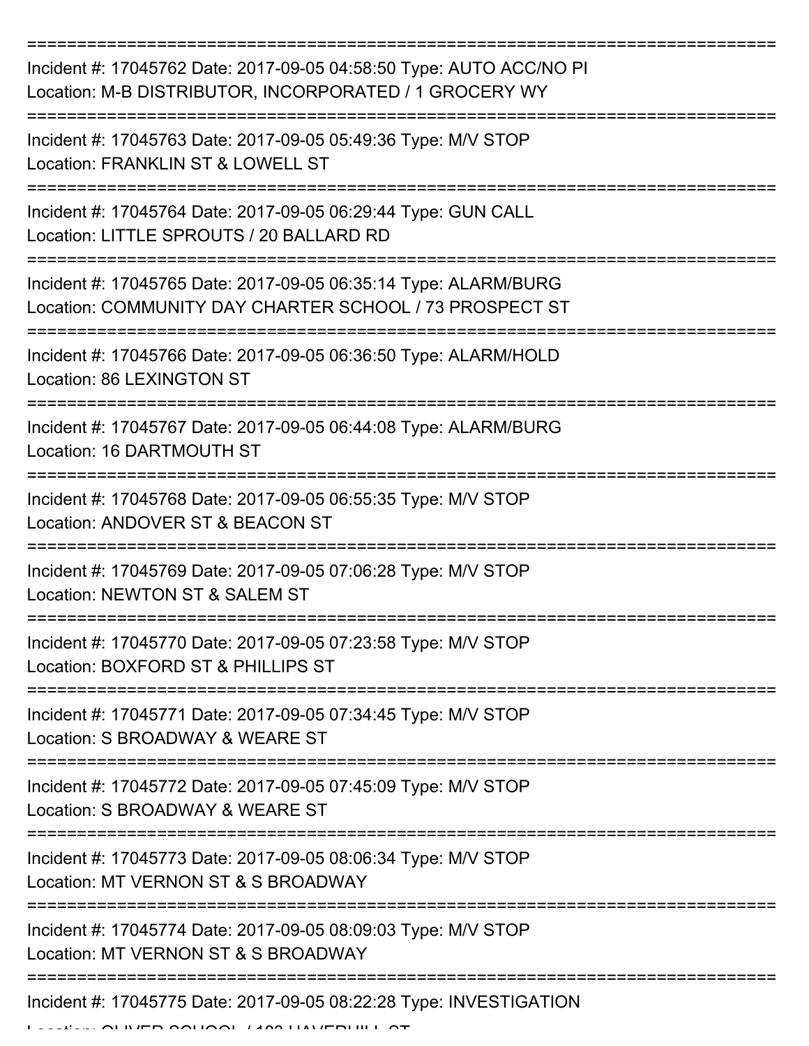===========================================================================

Incident #: 17045762 Date: 2017-09-05 04:58:50 Type: AUTO ACC/NO PI
Location: M-B DISTRIBUTOR, INCORPORATED / 1 GROCERY WY

===========================================================================

Incident #: 17045763 Date: 2017-09-05 05:49:36 Type: M/V STOP
Location: FRANKLIN ST & LOWELL ST

===========================================================================

Incident #: 17045764 Date: 2017-09-05 06:29:44 Type: GUN CALL
Location: LITTLE SPROUTS / 20 BALLARD RD

===========================================================================

Incident #: 17045765 Date: 2017-09-05 06:35:14 Type: ALARM/BURG
Location: COMMUNITY DAY CHARTER SCHOOL / 73 PROSPECT ST

===========================================================================

Incident #: 17045766 Date: 2017-09-05 06:36:50 Type: ALARM/HOLD
Location: 86 LEXINGTON ST

===========================================================================

Incident #: 17045767 Date: 2017-09-05 06:44:08 Type: ALARM/BURG
Location: 16 DARTMOUTH ST

===========================================================================

Incident #: 17045768 Date: 2017-09-05 06:55:35 Type: M/V STOP
Location: ANDOVER ST & BEACON ST

===========================================================================

Incident #: 17045769 Date: 2017-09-05 07:06:28 Type: M/V STOP
Location: NEWTON ST & SALEM ST

===========================================================================

Incident #: 17045770 Date: 2017-09-05 07:23:58 Type: M/V STOP
Location: BOXFORD ST & PHILLIPS ST

===========================================================================

Incident #: 17045771 Date: 2017-09-05 07:34:45 Type: M/V STOP
Location: S BROADWAY & WEARE ST

===========================================================================

Incident #: 17045772 Date: 2017-09-05 07:45:09 Type: M/V STOP
Location: S BROADWAY & WEARE ST

===========================================================================

Incident #: 17045773 Date: 2017-09-05 08:06:34 Type: M/V STOP
Location: MT VERNON ST & S BROADWAY

===========================================================================

Incident #: 17045774 Date: 2017-09-05 08:09:03 Type: M/V STOP
Location: MT VERNON ST & S BROADWAY

===========================================================================

Incident #: 17045775 Date: 2017-09-05 08:22:28 Type: INVESTIGATION
Location: OLIVER SCHOOL / 183 HAVERHILL ST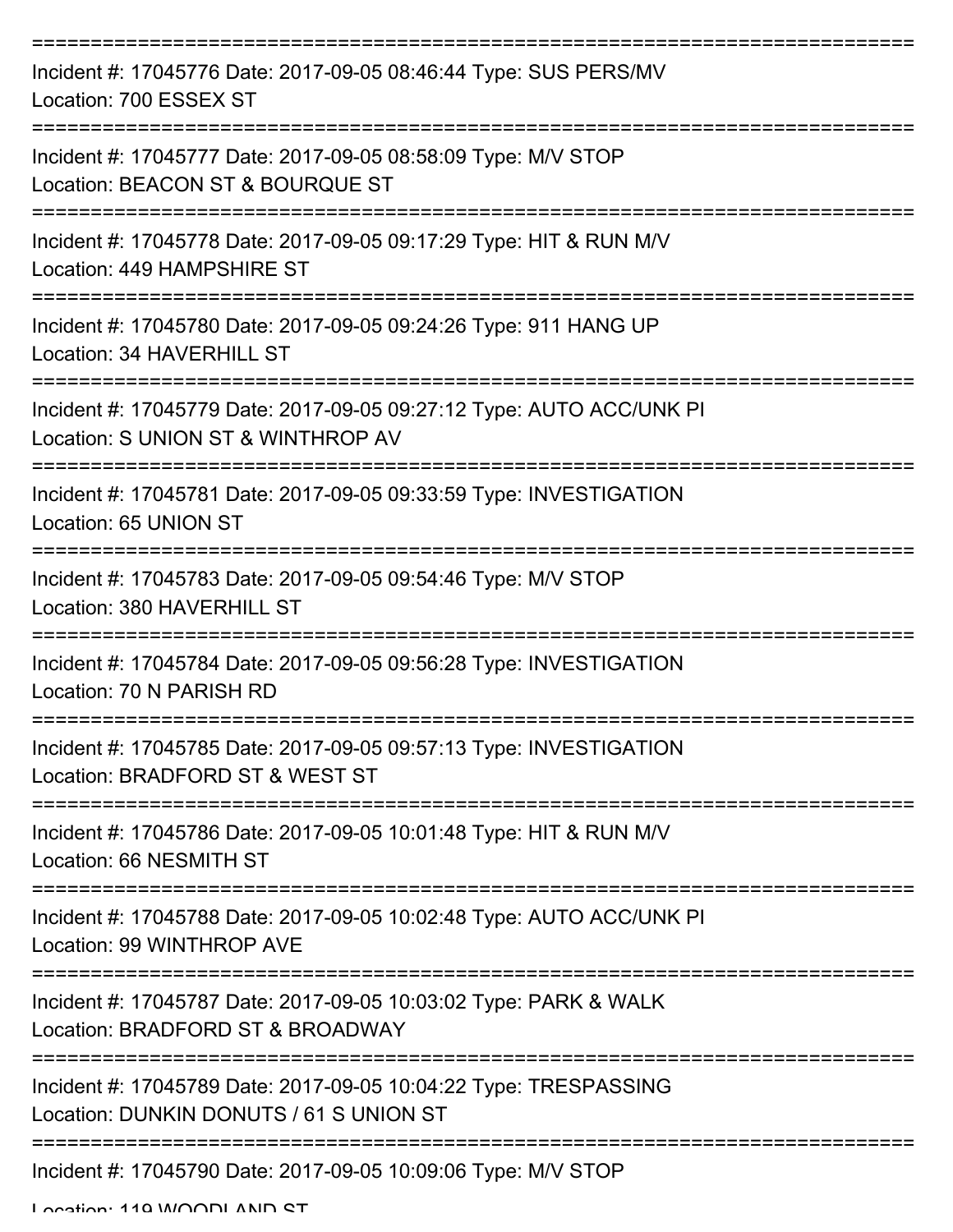===========================================================================
Incident #: 17045776 Date: 2017-09-05 08:46:44 Type: SUS PERS/MV
Location: 700 ESSEX ST
===========================================================================
Incident #: 17045777 Date: 2017-09-05 08:58:09 Type: M/V STOP
Location: BEACON ST & BOURQUE ST
===========================================================================
Incident #: 17045778 Date: 2017-09-05 09:17:29 Type: HIT & RUN M/V
Location: 449 HAMPSHIRE ST
===========================================================================
Incident #: 17045780 Date: 2017-09-05 09:24:26 Type: 911 HANG UP
Location: 34 HAVERHILL ST
===========================================================================
Incident #: 17045779 Date: 2017-09-05 09:27:12 Type: AUTO ACC/UNK PI
Location: S UNION ST & WINTHROP AV
===========================================================================
Incident #: 17045781 Date: 2017-09-05 09:33:59 Type: INVESTIGATION
Location: 65 UNION ST
===========================================================================
Incident #: 17045783 Date: 2017-09-05 09:54:46 Type: M/V STOP
Location: 380 HAVERHILL ST
===========================================================================
Incident #: 17045784 Date: 2017-09-05 09:56:28 Type: INVESTIGATION
Location: 70 N PARISH RD
===========================================================================
Incident #: 17045785 Date: 2017-09-05 09:57:13 Type: INVESTIGATION
Location: BRADFORD ST & WEST ST
===========================================================================
Incident #: 17045786 Date: 2017-09-05 10:01:48 Type: HIT & RUN M/V
Location: 66 NESMITH ST
===========================================================================
Incident #: 17045788 Date: 2017-09-05 10:02:48 Type: AUTO ACC/UNK PI
Location: 99 WINTHROP AVE
===========================================================================
Incident #: 17045787 Date: 2017-09-05 10:03:02 Type: PARK & WALK
Location: BRADFORD ST & BROADWAY
===========================================================================
Incident #: 17045789 Date: 2017-09-05 10:04:22 Type: TRESPASSING
Location: DUNKIN DONUTS / 61 S UNION ST
===========================================================================
Incident #: 17045790 Date: 2017-09-05 10:09:06 Type: M/V STOP
Location: 119 WOODLAND ST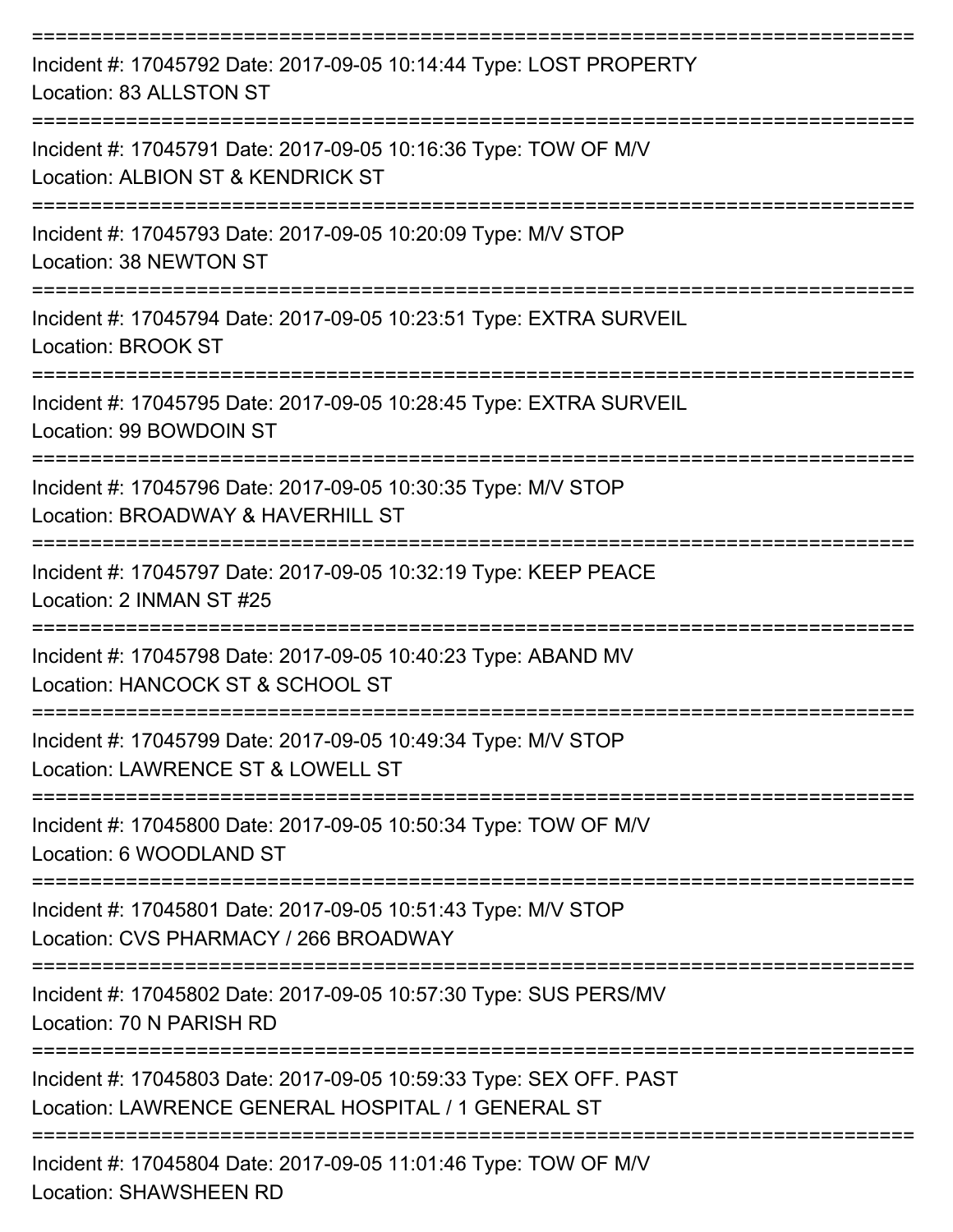===========================================================================

Incident #: 17045792 Date: 2017-09-05 10:14:44 Type: LOST PROPERTY
Location: 83 ALLSTON ST

===========================================================================

Incident #: 17045791 Date: 2017-09-05 10:16:36 Type: TOW OF M/V
Location: ALBION ST & KENDRICK ST

===========================================================================

Incident #: 17045793 Date: 2017-09-05 10:20:09 Type: M/V STOP
Location: 38 NEWTON ST

===========================================================================

Incident #: 17045794 Date: 2017-09-05 10:23:51 Type: EXTRA SURVEIL
Location: BROOK ST

===========================================================================

Incident #: 17045795 Date: 2017-09-05 10:28:45 Type: EXTRA SURVEIL
Location: 99 BOWDOIN ST

===========================================================================

Incident #: 17045796 Date: 2017-09-05 10:30:35 Type: M/V STOP
Location: BROADWAY & HAVERHILL ST

===========================================================================

Incident #: 17045797 Date: 2017-09-05 10:32:19 Type: KEEP PEACE
Location: 2 INMAN ST #25

===========================================================================

Incident #: 17045798 Date: 2017-09-05 10:40:23 Type: ABAND MV
Location: HANCOCK ST & SCHOOL ST

===========================================================================

Incident #: 17045799 Date: 2017-09-05 10:49:34 Type: M/V STOP
Location: LAWRENCE ST & LOWELL ST

===========================================================================

Incident #: 17045800 Date: 2017-09-05 10:50:34 Type: TOW OF M/V
Location: 6 WOODLAND ST

===========================================================================

Incident #: 17045801 Date: 2017-09-05 10:51:43 Type: M/V STOP
Location: CVS PHARMACY / 266 BROADWAY

===========================================================================

Incident #: 17045802 Date: 2017-09-05 10:57:30 Type: SUS PERS/MV
Location: 70 N PARISH RD

===========================================================================

Incident #: 17045803 Date: 2017-09-05 10:59:33 Type: SEX OFF. PAST
Location: LAWRENCE GENERAL HOSPITAL / 1 GENERAL ST

===========================================================================

Incident #: 17045804 Date: 2017-09-05 11:01:46 Type: TOW OF M/V
Location: SHAWSHEEN RD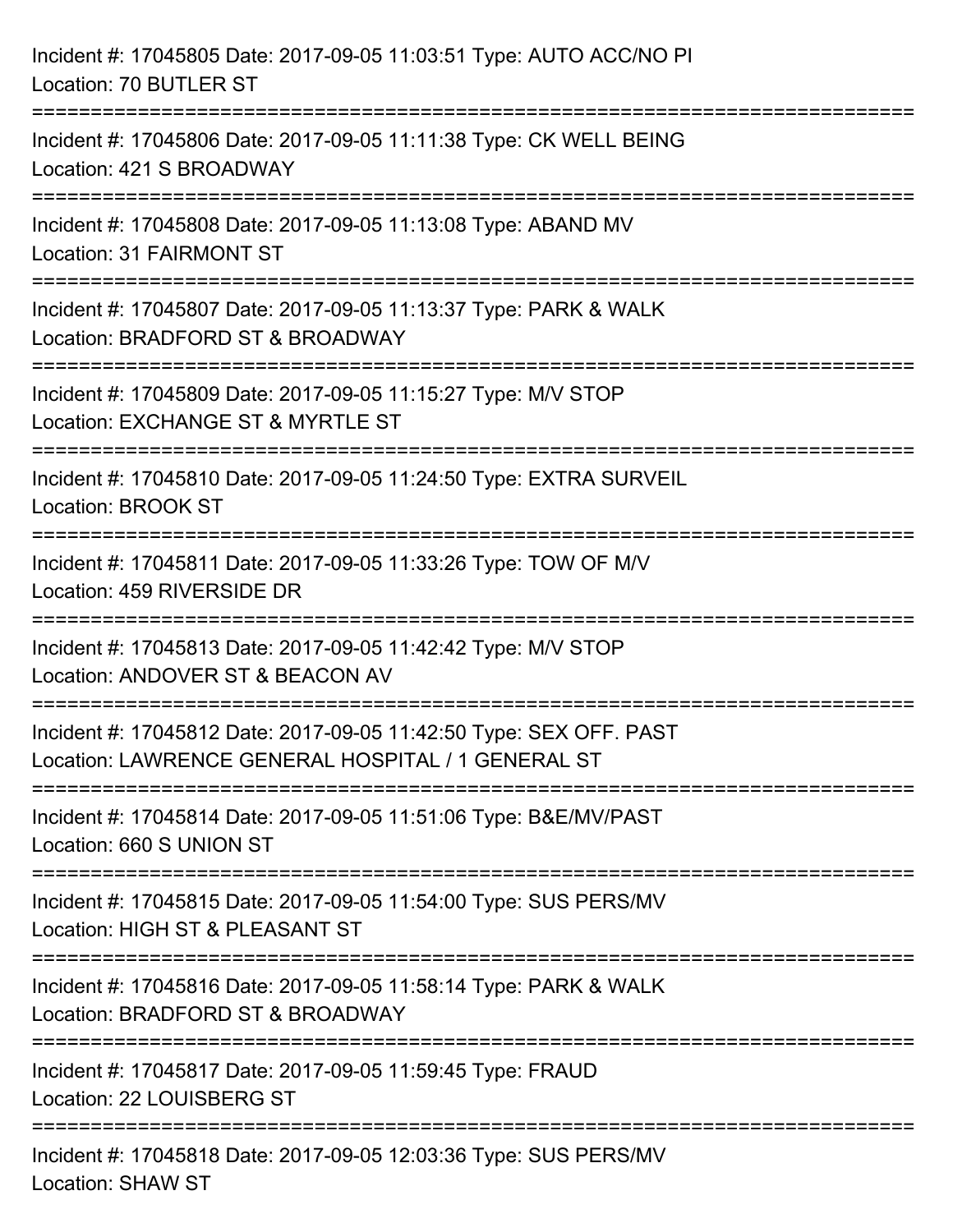Incident #: 17045805 Date: 2017-09-05 11:03:51 Type: AUTO ACC/NO PI
Location: 70 BUTLER ST

===========================================================================

Incident #: 17045806 Date: 2017-09-05 11:11:38 Type: CK WELL BEING
Location: 421 S BROADWAY

===========================================================================

Incident #: 17045808 Date: 2017-09-05 11:13:08 Type: ABAND MV
Location: 31 FAIRMONT ST

===========================================================================

Incident #: 17045807 Date: 2017-09-05 11:13:37 Type: PARK & WALK
Location: BRADFORD ST & BROADWAY

===========================================================================

Incident #: 17045809 Date: 2017-09-05 11:15:27 Type: M/V STOP
Location: EXCHANGE ST & MYRTLE ST

===========================================================================

Incident #: 17045810 Date: 2017-09-05 11:24:50 Type: EXTRA SURVEIL
Location: BROOK ST

===========================================================================

Incident #: 17045811 Date: 2017-09-05 11:33:26 Type: TOW OF M/V
Location: 459 RIVERSIDE DR

===========================================================================

Incident #: 17045813 Date: 2017-09-05 11:42:42 Type: M/V STOP
Location: ANDOVER ST & BEACON AV

===========================================================================

Incident #: 17045812 Date: 2017-09-05 11:42:50 Type: SEX OFF. PAST
Location: LAWRENCE GENERAL HOSPITAL / 1 GENERAL ST

===========================================================================

Incident #: 17045814 Date: 2017-09-05 11:51:06 Type: B&E/MV/PAST
Location: 660 S UNION ST

===========================================================================

Incident #: 17045815 Date: 2017-09-05 11:54:00 Type: SUS PERS/MV
Location: HIGH ST & PLEASANT ST

===========================================================================

Incident #: 17045816 Date: 2017-09-05 11:58:14 Type: PARK & WALK
Location: BRADFORD ST & BROADWAY

===========================================================================

Incident #: 17045817 Date: 2017-09-05 11:59:45 Type: FRAUD
Location: 22 LOUISBERG ST

===========================================================================

Incident #: 17045818 Date: 2017-09-05 12:03:36 Type: SUS PERS/MV
Location: SHAW ST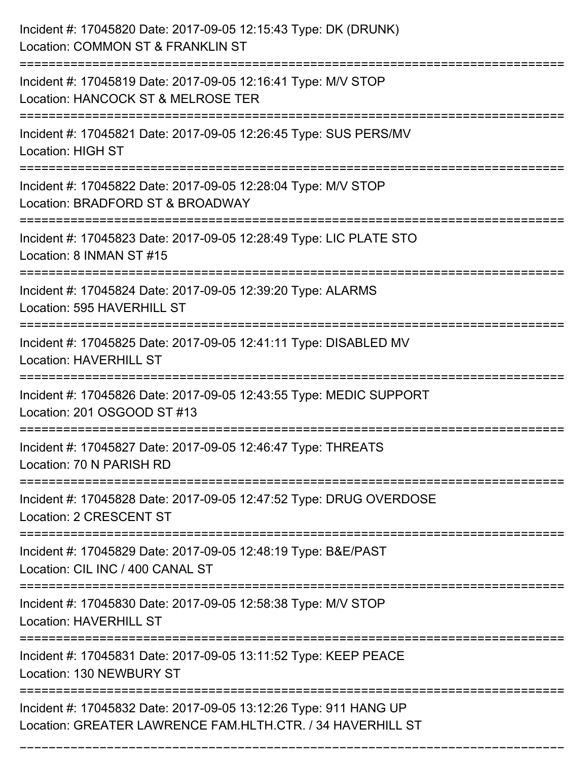Incident #: 17045820 Date: 2017-09-05 12:15:43 Type: DK (DRUNK)
Location: COMMON ST & FRANKLIN ST

===========================================================================

Incident #: 17045819 Date: 2017-09-05 12:16:41 Type: M/V STOP
Location: HANCOCK ST & MELROSE TER

===========================================================================

Incident #: 17045821 Date: 2017-09-05 12:26:45 Type: SUS PERS/MV
Location: HIGH ST

===========================================================================

Incident #: 17045822 Date: 2017-09-05 12:28:04 Type: M/V STOP
Location: BRADFORD ST & BROADWAY

===========================================================================

Incident #: 17045823 Date: 2017-09-05 12:28:49 Type: LIC PLATE STO
Location: 8 INMAN ST #15

===========================================================================

Incident #: 17045824 Date: 2017-09-05 12:39:20 Type: ALARMS
Location: 595 HAVERHILL ST

===========================================================================

Incident #: 17045825 Date: 2017-09-05 12:41:11 Type: DISABLED MV
Location: HAVERHILL ST

===========================================================================

Incident #: 17045826 Date: 2017-09-05 12:43:55 Type: MEDIC SUPPORT
Location: 201 OSGOOD ST #13

===========================================================================

Incident #: 17045827 Date: 2017-09-05 12:46:47 Type: THREATS
Location: 70 N PARISH RD

===========================================================================

Incident #: 17045828 Date: 2017-09-05 12:47:52 Type: DRUG OVERDOSE
Location: 2 CRESCENT ST

===========================================================================

Incident #: 17045829 Date: 2017-09-05 12:48:19 Type: B&E/PAST
Location: CIL INC / 400 CANAL ST

===========================================================================

Incident #: 17045830 Date: 2017-09-05 12:58:38 Type: M/V STOP
Location: HAVERHILL ST

===========================================================================

Incident #: 17045831 Date: 2017-09-05 13:11:52 Type: KEEP PEACE
Location: 130 NEWBURY ST

===========================================================================

Incident #: 17045832 Date: 2017-09-05 13:12:26 Type: 911 HANG UP
Location: GREATER LAWRENCE FAM.HLTH.CTR. / 34 HAVERHILL ST

===========================================================================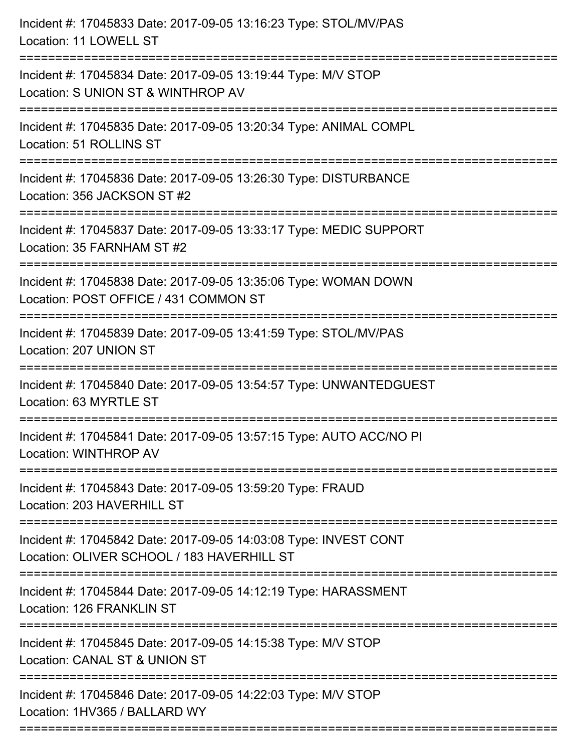Incident #: 17045833 Date: 2017-09-05 13:16:23 Type: STOL/MV/PAS
Location: 11 LOWELL ST

===========================================================================

Incident #: 17045834 Date: 2017-09-05 13:19:44 Type: M/V STOP
Location: S UNION ST & WINTHROP AV

===========================================================================

Incident #: 17045835 Date: 2017-09-05 13:20:34 Type: ANIMAL COMPL
Location: 51 ROLLINS ST

===========================================================================

Incident #: 17045836 Date: 2017-09-05 13:26:30 Type: DISTURBANCE
Location: 356 JACKSON ST #2

===========================================================================

Incident #: 17045837 Date: 2017-09-05 13:33:17 Type: MEDIC SUPPORT
Location: 35 FARNHAM ST #2

===========================================================================

Incident #: 17045838 Date: 2017-09-05 13:35:06 Type: WOMAN DOWN
Location: POST OFFICE / 431 COMMON ST

===========================================================================

Incident #: 17045839 Date: 2017-09-05 13:41:59 Type: STOL/MV/PAS
Location: 207 UNION ST

===========================================================================

Incident #: 17045840 Date: 2017-09-05 13:54:57 Type: UNWANTEDGUEST
Location: 63 MYRTLE ST

===========================================================================

Incident #: 17045841 Date: 2017-09-05 13:57:15 Type: AUTO ACC/NO PI
Location: WINTHROP AV

===========================================================================

Incident #: 17045843 Date: 2017-09-05 13:59:20 Type: FRAUD
Location: 203 HAVERHILL ST

===========================================================================

Incident #: 17045842 Date: 2017-09-05 14:03:08 Type: INVEST CONT
Location: OLIVER SCHOOL / 183 HAVERHILL ST

===========================================================================

Incident #: 17045844 Date: 2017-09-05 14:12:19 Type: HARASSMENT
Location: 126 FRANKLIN ST

===========================================================================

Incident #: 17045845 Date: 2017-09-05 14:15:38 Type: M/V STOP
Location: CANAL ST & UNION ST

===========================================================================

Incident #: 17045846 Date: 2017-09-05 14:22:03 Type: M/V STOP
Location: 1HV365 / BALLARD WY

===========================================================================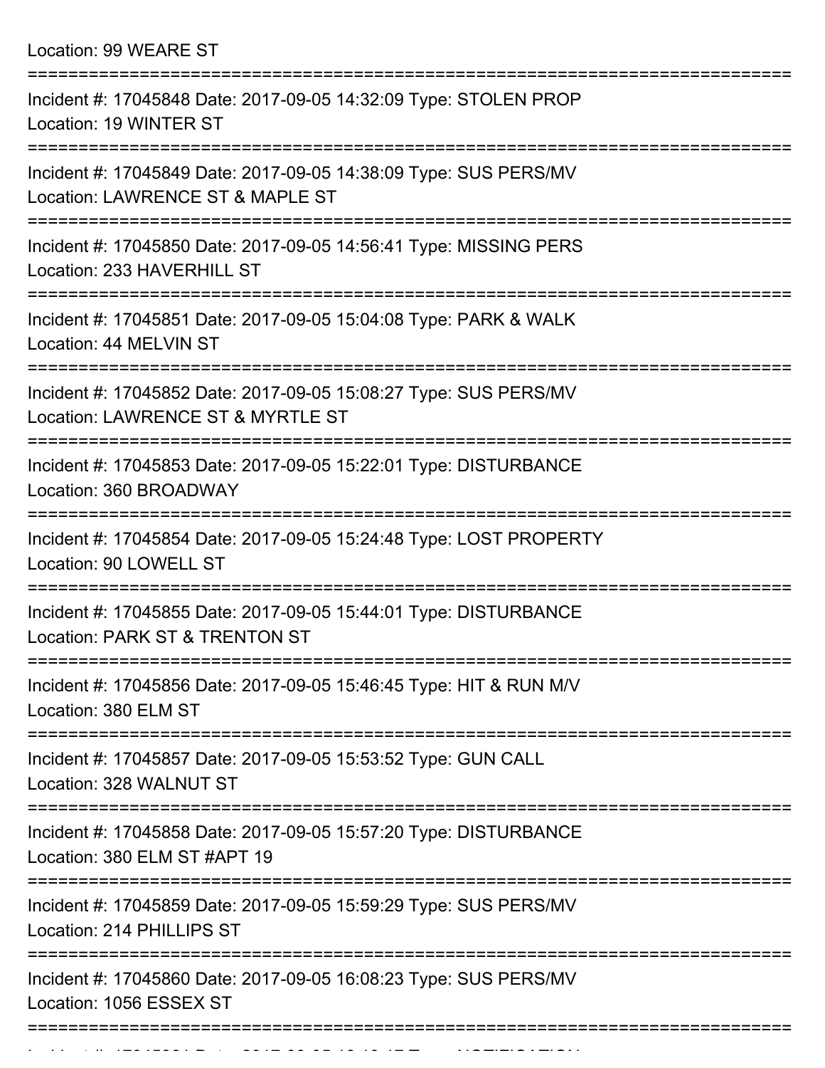Location: 99 WEARE ST

===========================================================================

Incident #: 17045848 Date: 2017-09-05 14:32:09 Type: STOLEN PROP
Location: 19 WINTER ST

===========================================================================

Incident #: 17045849 Date: 2017-09-05 14:38:09 Type: SUS PERS/MV
Location: LAWRENCE ST & MAPLE ST

===========================================================================

Incident #: 17045850 Date: 2017-09-05 14:56:41 Type: MISSING PERS
Location: 233 HAVERHILL ST

===========================================================================

Incident #: 17045851 Date: 2017-09-05 15:04:08 Type: PARK & WALK
Location: 44 MELVIN ST

===========================================================================

Incident #: 17045852 Date: 2017-09-05 15:08:27 Type: SUS PERS/MV
Location: LAWRENCE ST & MYRTLE ST

===========================================================================

Incident #: 17045853 Date: 2017-09-05 15:22:01 Type: DISTURBANCE
Location: 360 BROADWAY

===========================================================================

Incident #: 17045854 Date: 2017-09-05 15:24:48 Type: LOST PROPERTY
Location: 90 LOWELL ST

===========================================================================

Incident #: 17045855 Date: 2017-09-05 15:44:01 Type: DISTURBANCE
Location: PARK ST & TRENTON ST

===========================================================================

Incident #: 17045856 Date: 2017-09-05 15:46:45 Type: HIT & RUN M/V
Location: 380 ELM ST

===========================================================================

Incident #: 17045857 Date: 2017-09-05 15:53:52 Type: GUN CALL
Location: 328 WALNUT ST

===========================================================================

Incident #: 17045858 Date: 2017-09-05 15:57:20 Type: DISTURBANCE
Location: 380 ELM ST #APT 19

===========================================================================

Incident #: 17045859 Date: 2017-09-05 15:59:29 Type: SUS PERS/MV
Location: 214 PHILLIPS ST

===========================================================================

Incident #: 17045860 Date: 2017-09-05 16:08:23 Type: SUS PERS/MV
Location: 1056 ESSEX ST

===========================================================================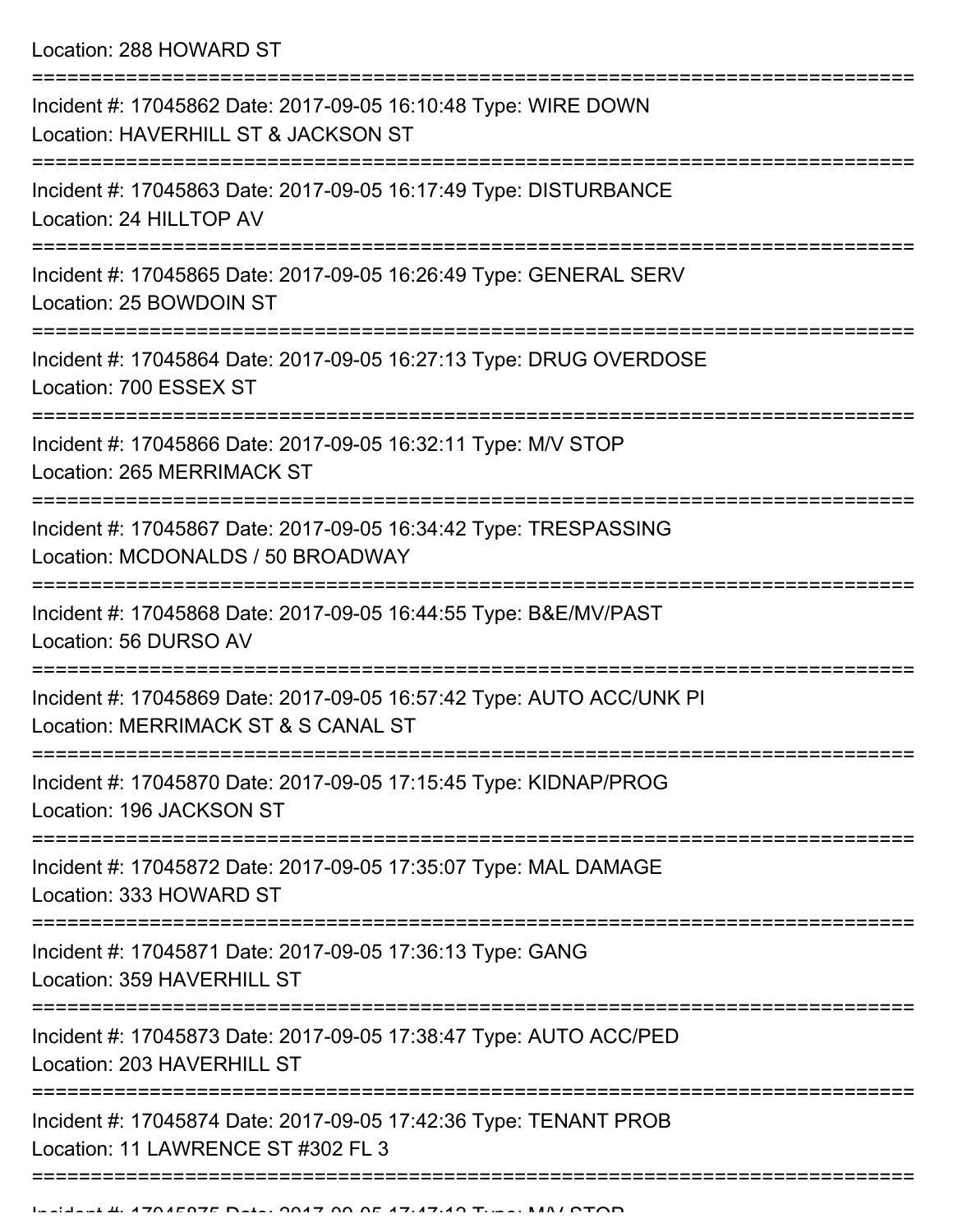Location: 288 HOWARD ST

===========================================================================

Incident #: 17045862 Date: 2017-09-05 16:10:48 Type: WIRE DOWN
Location: HAVERHILL ST & JACKSON ST

===========================================================================

Incident #: 17045863 Date: 2017-09-05 16:17:49 Type: DISTURBANCE
Location: 24 HILLTOP AV

===========================================================================

Incident #: 17045865 Date: 2017-09-05 16:26:49 Type: GENERAL SERV
Location: 25 BOWDOIN ST

===========================================================================

Incident #: 17045864 Date: 2017-09-05 16:27:13 Type: DRUG OVERDOSE
Location: 700 ESSEX ST

===========================================================================

Incident #: 17045866 Date: 2017-09-05 16:32:11 Type: M/V STOP
Location: 265 MERRIMACK ST

===========================================================================

Incident #: 17045867 Date: 2017-09-05 16:34:42 Type: TRESPASSING
Location: MCDONALDS / 50 BROADWAY

===========================================================================

Incident #: 17045868 Date: 2017-09-05 16:44:55 Type: B&E/MV/PAST
Location: 56 DURSO AV

===========================================================================

Incident #: 17045869 Date: 2017-09-05 16:57:42 Type: AUTO ACC/UNK PI
Location: MERRIMACK ST & S CANAL ST

===========================================================================

Incident #: 17045870 Date: 2017-09-05 17:15:45 Type: KIDNAP/PROG
Location: 196 JACKSON ST

===========================================================================

Incident #: 17045872 Date: 2017-09-05 17:35:07 Type: MAL DAMAGE
Location: 333 HOWARD ST

===========================================================================

Incident #: 17045871 Date: 2017-09-05 17:36:13 Type: GANG
Location: 359 HAVERHILL ST

===========================================================================

Incident #: 17045873 Date: 2017-09-05 17:38:47 Type: AUTO ACC/PED
Location: 203 HAVERHILL ST

===========================================================================

Incident #: 17045874 Date: 2017-09-05 17:42:36 Type: TENANT PROB
Location: 11 LAWRENCE ST #302 FL 3

===========================================================================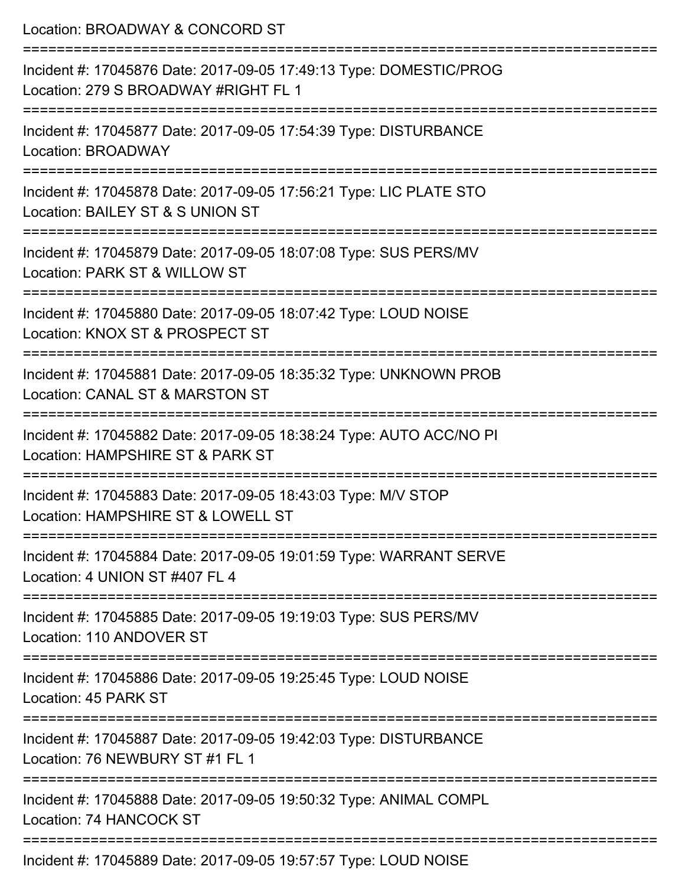Location: BROADWAY & CONCORD ST

===========================================================================

Incident #: 17045876 Date: 2017-09-05 17:49:13 Type: DOMESTIC/PROG
Location: 279 S BROADWAY #RIGHT FL 1

===========================================================================

Incident #: 17045877 Date: 2017-09-05 17:54:39 Type: DISTURBANCE
Location: BROADWAY

===========================================================================

Incident #: 17045878 Date: 2017-09-05 17:56:21 Type: LIC PLATE STO
Location: BAILEY ST & S UNION ST

===========================================================================

Incident #: 17045879 Date: 2017-09-05 18:07:08 Type: SUS PERS/MV
Location: PARK ST & WILLOW ST

===========================================================================

Incident #: 17045880 Date: 2017-09-05 18:07:42 Type: LOUD NOISE
Location: KNOX ST & PROSPECT ST

===========================================================================

Incident #: 17045881 Date: 2017-09-05 18:35:32 Type: UNKNOWN PROB
Location: CANAL ST & MARSTON ST

===========================================================================

Incident #: 17045882 Date: 2017-09-05 18:38:24 Type: AUTO ACC/NO PI
Location: HAMPSHIRE ST & PARK ST

===========================================================================

Incident #: 17045883 Date: 2017-09-05 18:43:03 Type: M/V STOP
Location: HAMPSHIRE ST & LOWELL ST

===========================================================================

Incident #: 17045884 Date: 2017-09-05 19:01:59 Type: WARRANT SERVE
Location: 4 UNION ST #407 FL 4

===========================================================================

Incident #: 17045885 Date: 2017-09-05 19:19:03 Type: SUS PERS/MV
Location: 110 ANDOVER ST

===========================================================================

Incident #: 17045886 Date: 2017-09-05 19:25:45 Type: LOUD NOISE
Location: 45 PARK ST

===========================================================================

Incident #: 17045887 Date: 2017-09-05 19:42:03 Type: DISTURBANCE
Location: 76 NEWBURY ST #1 FL 1

===========================================================================

Incident #: 17045888 Date: 2017-09-05 19:50:32 Type: ANIMAL COMPL
Location: 74 HANCOCK ST

===========================================================================

Incident #: 17045889 Date: 2017-09-05 19:57:57 Type: LOUD NOISE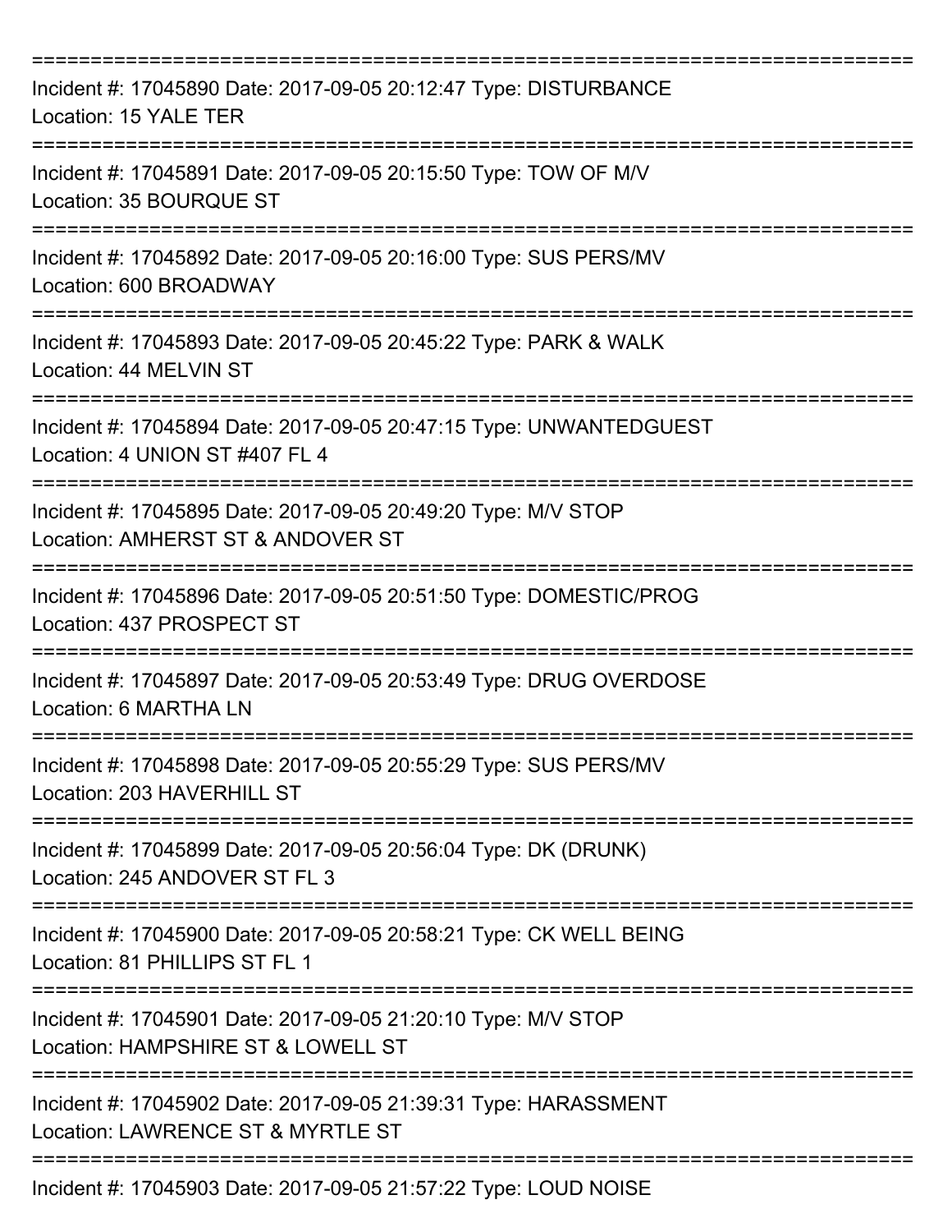===========================================================================

Incident #: 17045890 Date: 2017-09-05 20:12:47 Type: DISTURBANCE
Location: 15 YALE TER

===========================================================================

Incident #: 17045891 Date: 2017-09-05 20:15:50 Type: TOW OF M/V
Location: 35 BOURQUE ST

===========================================================================

Incident #: 17045892 Date: 2017-09-05 20:16:00 Type: SUS PERS/MV
Location: 600 BROADWAY

===========================================================================

Incident #: 17045893 Date: 2017-09-05 20:45:22 Type: PARK & WALK
Location: 44 MELVIN ST

===========================================================================

Incident #: 17045894 Date: 2017-09-05 20:47:15 Type: UNWANTEDGUEST
Location: 4 UNION ST #407 FL 4

===========================================================================

Incident #: 17045895 Date: 2017-09-05 20:49:20 Type: M/V STOP
Location: AMHERST ST & ANDOVER ST

===========================================================================

Incident #: 17045896 Date: 2017-09-05 20:51:50 Type: DOMESTIC/PROG
Location: 437 PROSPECT ST

===========================================================================

Incident #: 17045897 Date: 2017-09-05 20:53:49 Type: DRUG OVERDOSE
Location: 6 MARTHA LN

===========================================================================

Incident #: 17045898 Date: 2017-09-05 20:55:29 Type: SUS PERS/MV
Location: 203 HAVERHILL ST

===========================================================================

Incident #: 17045899 Date: 2017-09-05 20:56:04 Type: DK (DRUNK)
Location: 245 ANDOVER ST FL 3

===========================================================================

Incident #: 17045900 Date: 2017-09-05 20:58:21 Type: CK WELL BEING
Location: 81 PHILLIPS ST FL 1

===========================================================================

Incident #: 17045901 Date: 2017-09-05 21:20:10 Type: M/V STOP
Location: HAMPSHIRE ST & LOWELL ST

===========================================================================

Incident #: 17045902 Date: 2017-09-05 21:39:31 Type: HARASSMENT
Location: LAWRENCE ST & MYRTLE ST

===========================================================================

Incident #: 17045903 Date: 2017-09-05 21:57:22 Type: LOUD NOISE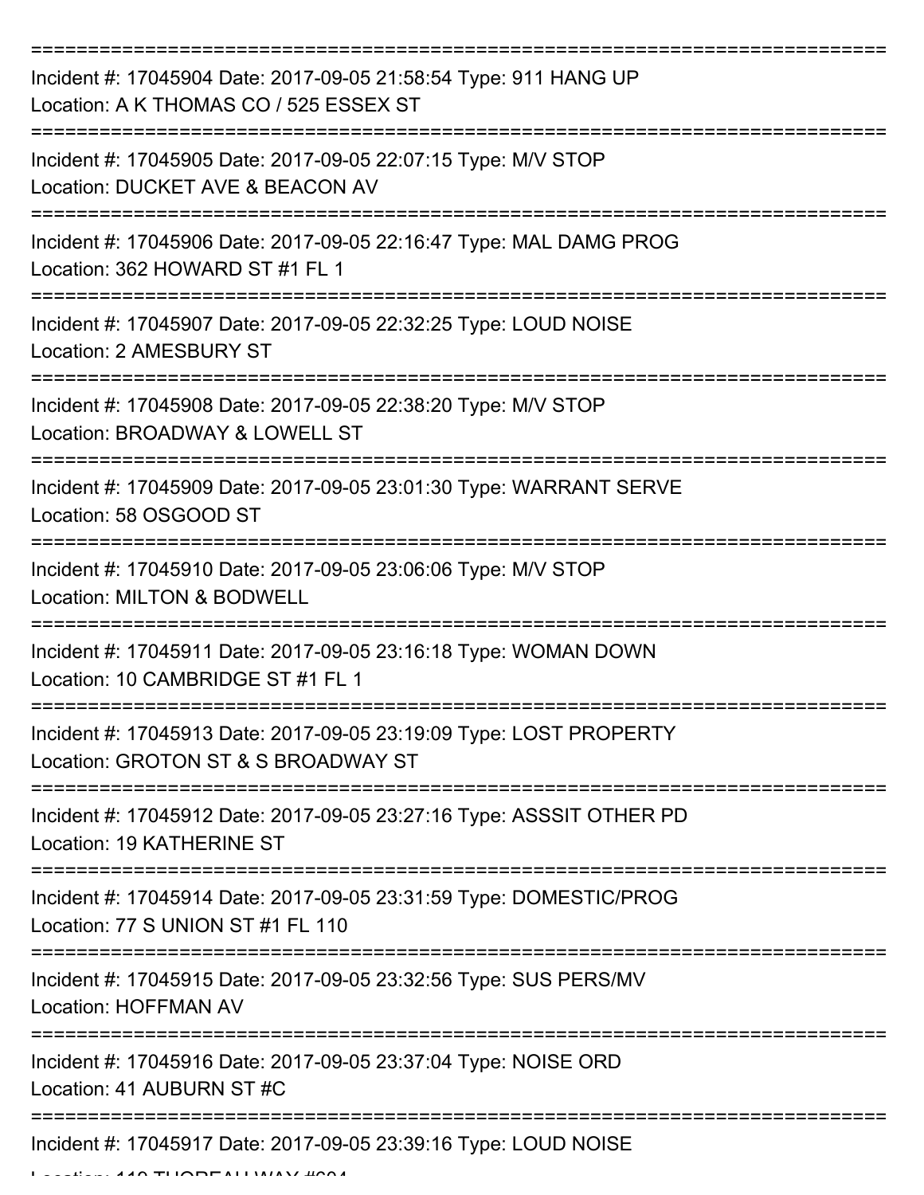===========================================================================

Incident #: 17045904 Date: 2017-09-05 21:58:54 Type: 911 HANG UP
Location: A K THOMAS CO / 525 ESSEX ST

===========================================================================

Incident #: 17045905 Date: 2017-09-05 22:07:15 Type: M/V STOP
Location: DUCKET AVE & BEACON AV

===========================================================================

Incident #: 17045906 Date: 2017-09-05 22:16:47 Type: MAL DAMG PROG
Location: 362 HOWARD ST #1 FL 1

===========================================================================

Incident #: 17045907 Date: 2017-09-05 22:32:25 Type: LOUD NOISE
Location: 2 AMESBURY ST

===========================================================================

Incident #: 17045908 Date: 2017-09-05 22:38:20 Type: M/V STOP
Location: BROADWAY & LOWELL ST

===========================================================================

Incident #: 17045909 Date: 2017-09-05 23:01:30 Type: WARRANT SERVE
Location: 58 OSGOOD ST

===========================================================================

Incident #: 17045910 Date: 2017-09-05 23:06:06 Type: M/V STOP
Location: MILTON & BODWELL

===========================================================================

Incident #: 17045911 Date: 2017-09-05 23:16:18 Type: WOMAN DOWN
Location: 10 CAMBRIDGE ST #1 FL 1

===========================================================================

Incident #: 17045913 Date: 2017-09-05 23:19:09 Type: LOST PROPERTY
Location: GROTON ST & S BROADWAY ST

===========================================================================

Incident #: 17045912 Date: 2017-09-05 23:27:16 Type: ASSSIT OTHER PD
Location: 19 KATHERINE ST

===========================================================================

Incident #: 17045914 Date: 2017-09-05 23:31:59 Type: DOMESTIC/PROG
Location: 77 S UNION ST #1 FL 110

===========================================================================

Incident #: 17045915 Date: 2017-09-05 23:32:56 Type: SUS PERS/MV
Location: HOFFMAN AV

===========================================================================

Incident #: 17045916 Date: 2017-09-05 23:37:04 Type: NOISE ORD
Location: 41 AUBURN ST #C

===========================================================================

Incident #: 17045917 Date: 2017-09-05 23:39:16 Type: LOUD NOISE
Location: 110 THOREAU WAY #604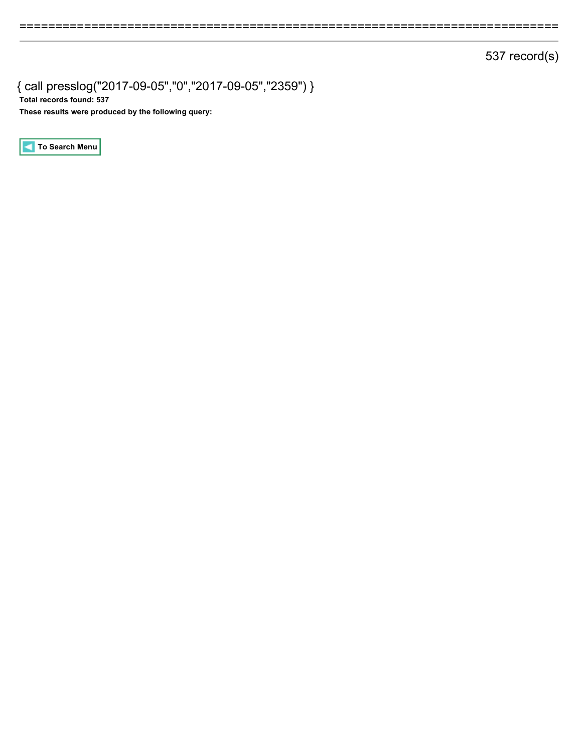================================================================================

---

537 record(s)

{ call presslog("2017-09-05","0","2017-09-05","2359") }

**Total records found: 537**

**These results were produced by the following query:**

**To Search Menu**